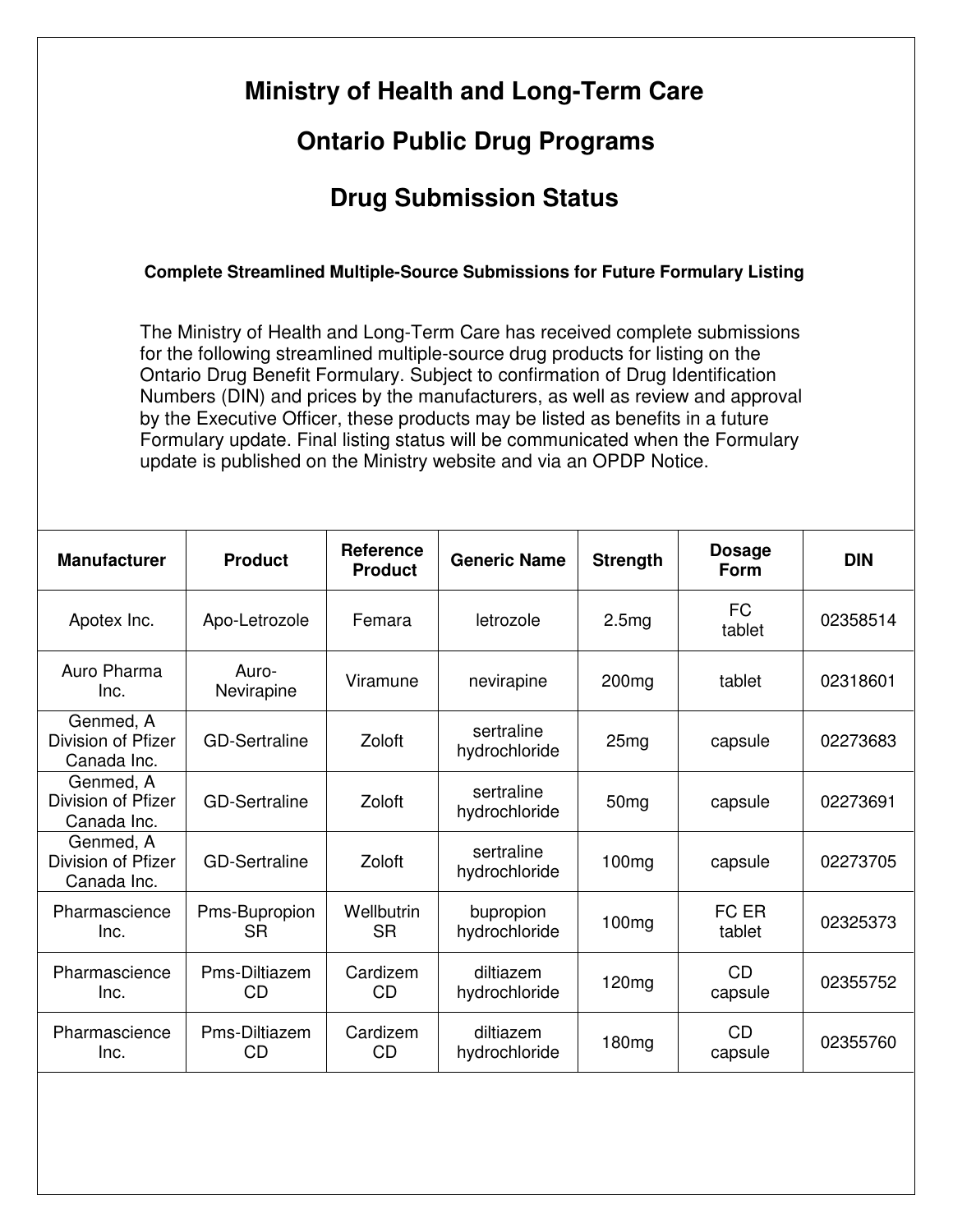# Ministry of Health and Long-Term Care

## Ontario Public Drug Programs

## Drug Submission Status

### Complete Streamlined Multiple-Source Submissions for Future Formulary Listing

The Ministry of Health and Long-Term Care has received complete submissions for the following streamlined multiple-source drug products for listing on the Ontario Drug Benefit Formulary. Subject to confirmation of Drug Identification Numbers (DIN) and prices by the manufacturers, as well as review and approval by the Executive Officer, these products may be listed as benefits in a future Formulary update. Final listing status will be communicated when the Formulary update is published on the Ministry website and via an OPDP Notice.

| Manufacturer | Product | Reference Product | Generic Name | Strength | Dosage Form | DIN |
|---|---|---|---|---|---|---|
| Apotex Inc. | Apo-Letrozole | Femara | letrozole | 2.5mg | FC tablet | 02358514 |
| Auro Pharma Inc. | Auro-Nevirapine | Viramune | nevirapine | 200mg | tablet | 02318601 |
| Genmed, A Division of Pfizer Canada Inc. | GD-Sertraline | Zoloft | sertraline hydrochloride | 25mg | capsule | 02273683 |
| Genmed, A Division of Pfizer Canada Inc. | GD-Sertraline | Zoloft | sertraline hydrochloride | 50mg | capsule | 02273691 |
| Genmed, A Division of Pfizer Canada Inc. | GD-Sertraline | Zoloft | sertraline hydrochloride | 100mg | capsule | 02273705 |
| Pharmascience Inc. | Pms-Bupropion SR | Wellbutrin SR | bupropion hydrochloride | 100mg | FC ER tablet | 02325373 |
| Pharmascience Inc. | Pms-Diltiazem CD | Cardizem CD | diltiazem hydrochloride | 120mg | CD capsule | 02355752 |
| Pharmascience Inc. | Pms-Diltiazem CD | Cardizem CD | diltiazem hydrochloride | 180mg | CD capsule | 02355760 |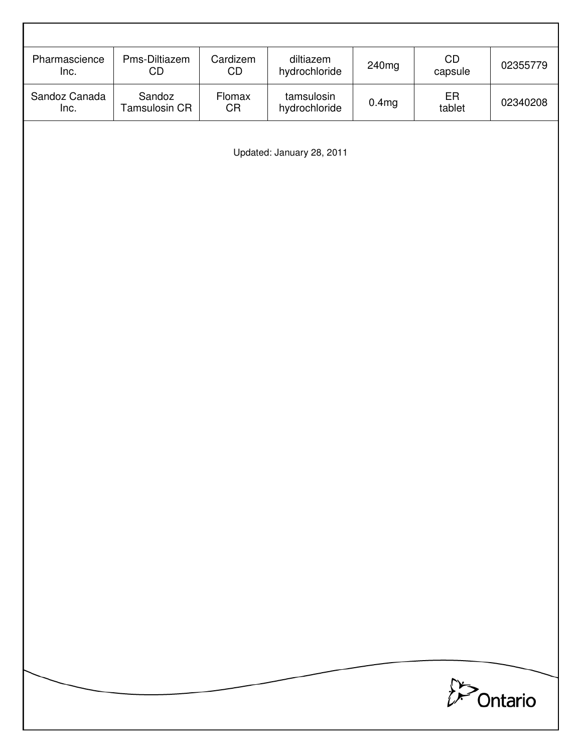| | | | | | | |
|---|---|---|---|---|---|---|
| Pharmascience Inc. | Pms-Diltiazem CD | Cardizem CD | diltiazem hydrochloride | 240mg | CD capsule | 02355779 |
| Sandoz Canada Inc. | Sandoz Tamsulosin CR | Flomax CR | tamsulosin hydrochloride | 0.4mg | ER tablet | 02340208 |

Updated: January 28, 2011